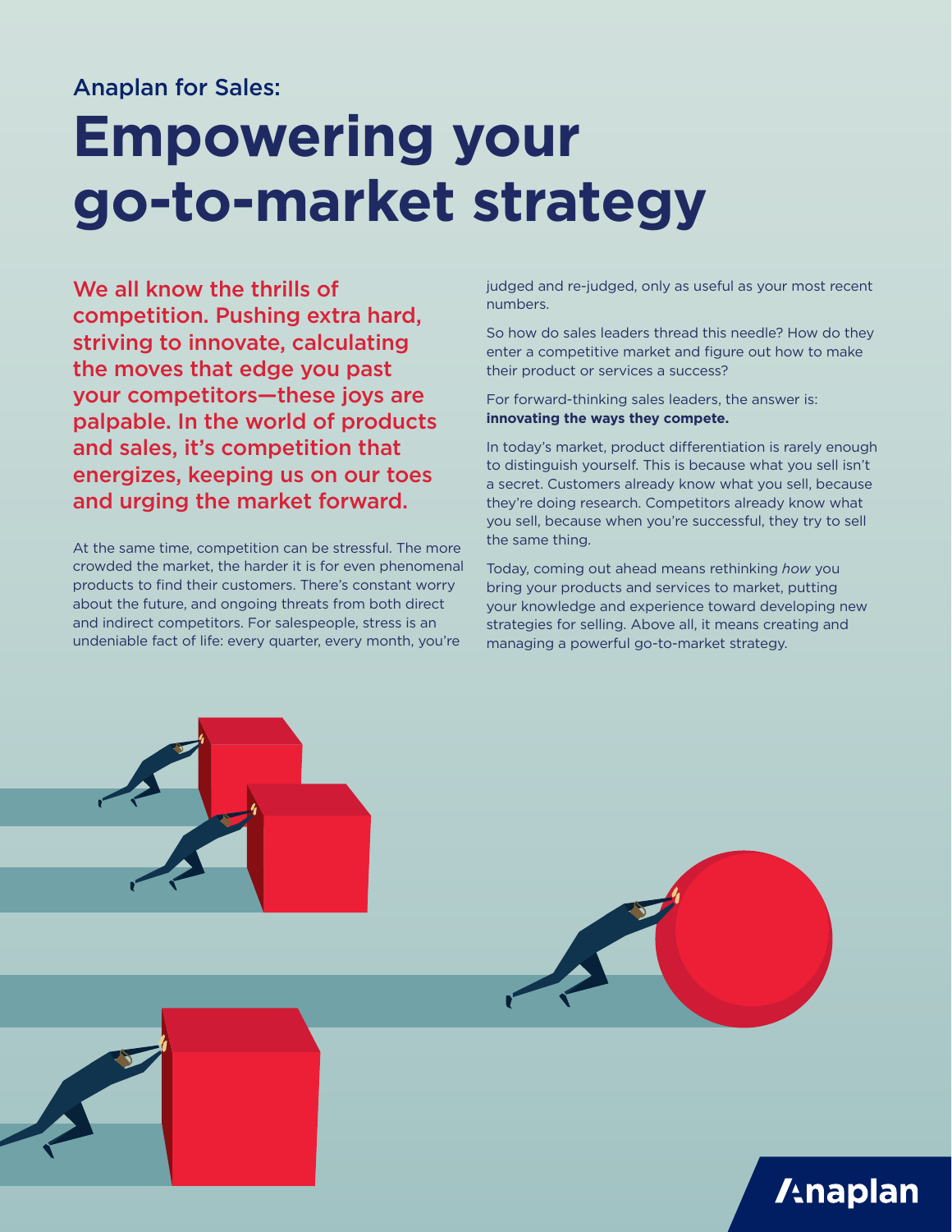Anaplan for Sales:

# Empowering your go-to-market strategy

**We all know the thrills of competition. Pushing extra hard, striving to innovate, calculating the moves that edge you past your competitors—these joys are palpable. In the world of products and sales, it's competition that energizes, keeping us on our toes and urging the market forward.**

At the same time, competition can be stressful. The more crowded the market, the harder it is for even phenomenal products to find their customers. There's constant worry about the future, and ongoing threats from both direct and indirect competitors. For salespeople, stress is an undeniable fact of life: every quarter, every month, you're judged and re-judged, only as useful as your most recent numbers.

So how do sales leaders thread this needle? How do they enter a competitive market and figure out how to make their product or services a success?

For forward-thinking sales leaders, the answer is: **innovating the ways they compete.**

In today's market, product differentiation is rarely enough to distinguish yourself. This is because what you sell isn't a secret. Customers already know what you sell, because they're doing research. Competitors already know what you sell, because when you're successful, they try to sell the same thing.

Today, coming out ahead means rethinking *how* you bring your products and services to market, putting your knowledge and experience toward developing new strategies for selling. Above all, it means creating and managing a powerful go-to-market strategy.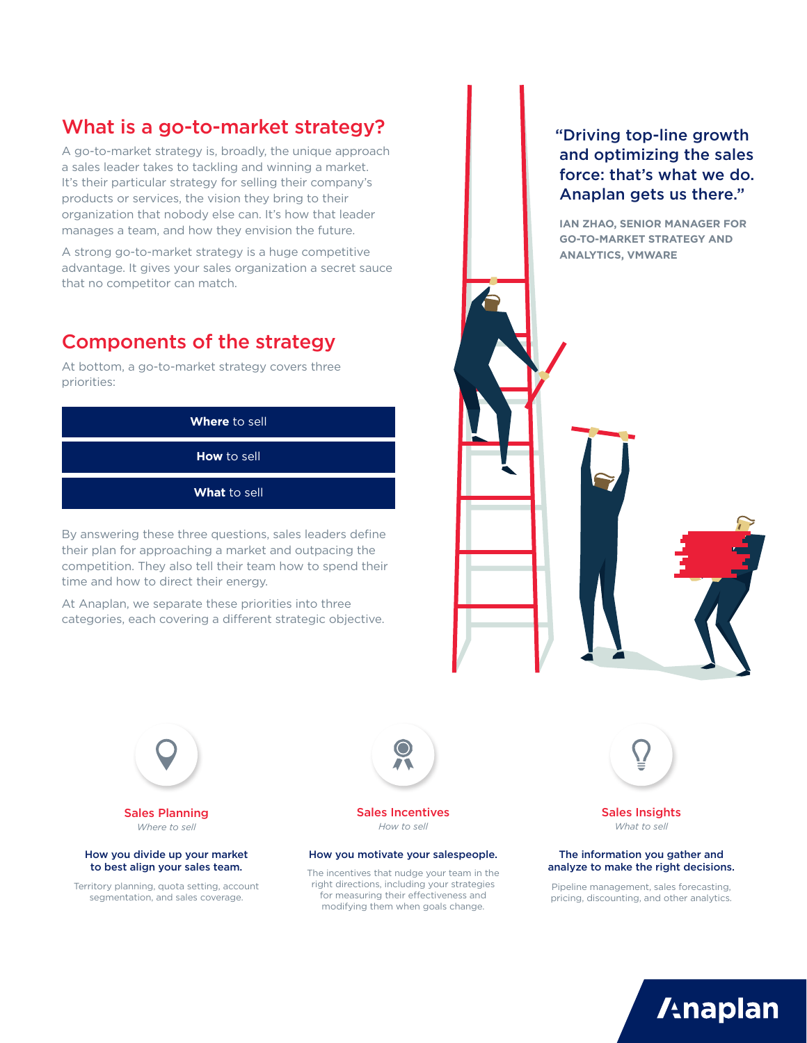## What is a go-to-market strategy?

A go-to-market strategy is, broadly, the unique approach a sales leader takes to tackling and winning a market. It's their particular strategy for selling their company's products or services, the vision they bring to their organization that nobody else can. It's how that leader manages a team, and how they envision the future.

A strong go-to-market strategy is a huge competitive advantage. It gives your sales organization a secret sauce that no competitor can match.

> "Driving top-line growth and optimizing the sales force: that's what we do. Anaplan gets us there."
>
> **IAN ZHAO, SENIOR MANAGER FOR GO-TO-MARKET STRATEGY AND ANALYTICS, VMWARE**

## Components of the strategy

At bottom, a go-to-market strategy covers three priorities:

- **Where** to sell
- **How** to sell
- **What** to sell

By answering these three questions, sales leaders define their plan for approaching a market and outpacing the competition. They also tell their team how to spend their time and how to direct their energy.

At Anaplan, we separate these priorities into three categories, each covering a different strategic objective.

### Sales Planning

*Where to sell*

**How you divide up your market to best align your sales team.**

Territory planning, quota setting, account segmentation, and sales coverage.

### Sales Incentives

*How to sell*

**How you motivate your salespeople.**

The incentives that nudge your team in the right directions, including your strategies for measuring their effectiveness and modifying them when goals change.

### Sales Insights

*What to sell*

**The information you gather and analyze to make the right decisions.**

Pipeline management, sales forecasting, pricing, discounting, and other analytics.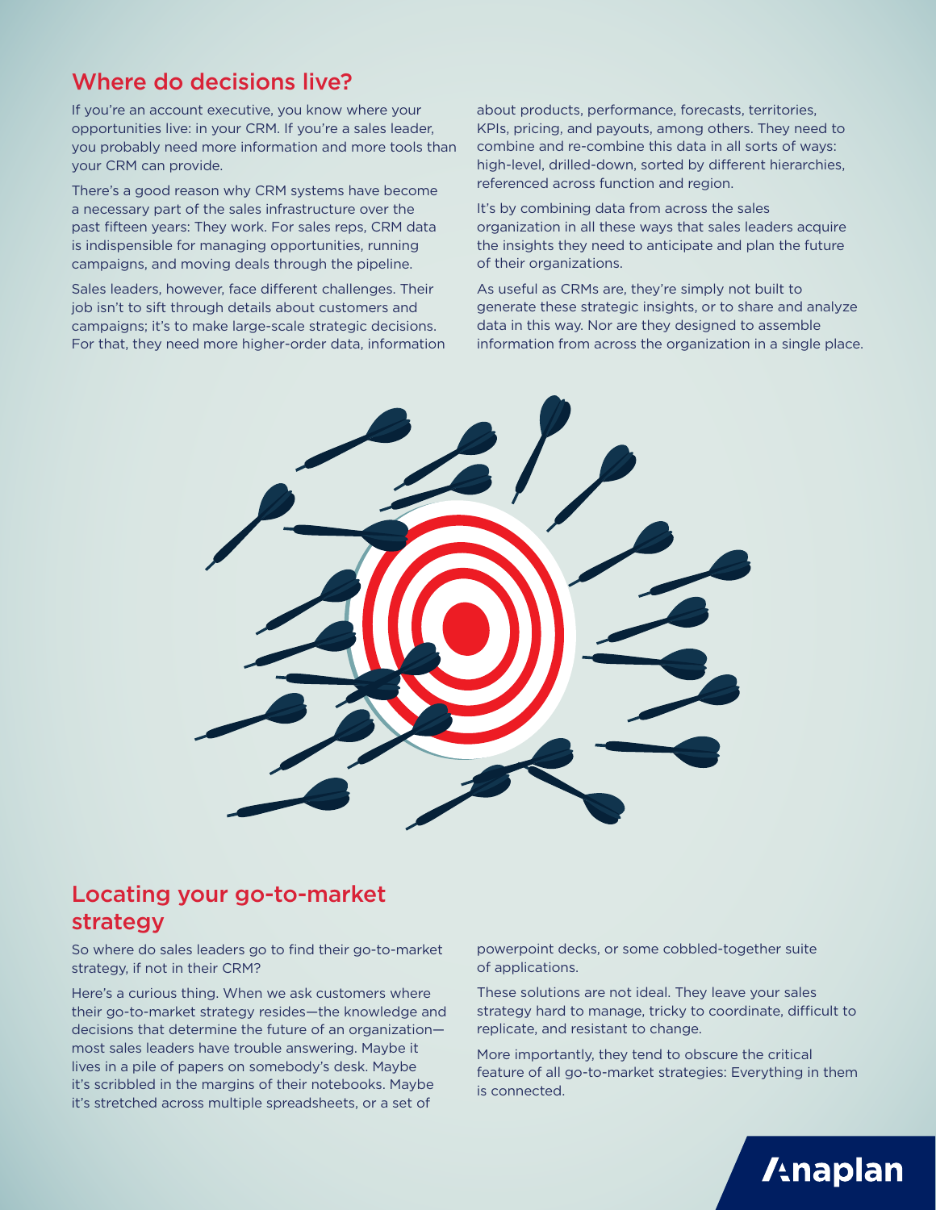## Where do decisions live?

If you're an account executive, you know where your opportunities live: in your CRM. If you're a sales leader, you probably need more information and more tools than your CRM can provide.

There's a good reason why CRM systems have become a necessary part of the sales infrastructure over the past fifteen years: They work. For sales reps, CRM data is indispensible for managing opportunities, running campaigns, and moving deals through the pipeline.

Sales leaders, however, face different challenges. Their job isn't to sift through details about customers and campaigns; it's to make large-scale strategic decisions. For that, they need more higher-order data, information about products, performance, forecasts, territories, KPIs, pricing, and payouts, among others. They need to combine and re-combine this data in all sorts of ways: high-level, drilled-down, sorted by different hierarchies, referenced across function and region.

It's by combining data from across the sales organization in all these ways that sales leaders acquire the insights they need to anticipate and plan the future of their organizations.

As useful as CRMs are, they're simply not built to generate these strategic insights, or to share and analyze data in this way. Nor are they designed to assemble information from across the organization in a single place.

## Locating your go-to-market strategy

So where do sales leaders go to find their go-to-market strategy, if not in their CRM?

Here's a curious thing. When we ask customers where their go-to-market strategy resides—the knowledge and decisions that determine the future of an organization—most sales leaders have trouble answering. Maybe it lives in a pile of papers on somebody's desk. Maybe it's scribbled in the margins of their notebooks. Maybe it's stretched across multiple spreadsheets, or a set of powerpoint decks, or some cobbled-together suite of applications.

These solutions are not ideal. They leave your sales strategy hard to manage, tricky to coordinate, difficult to replicate, and resistant to change.

More importantly, they tend to obscure the critical feature of all go-to-market strategies: Everything in them is connected.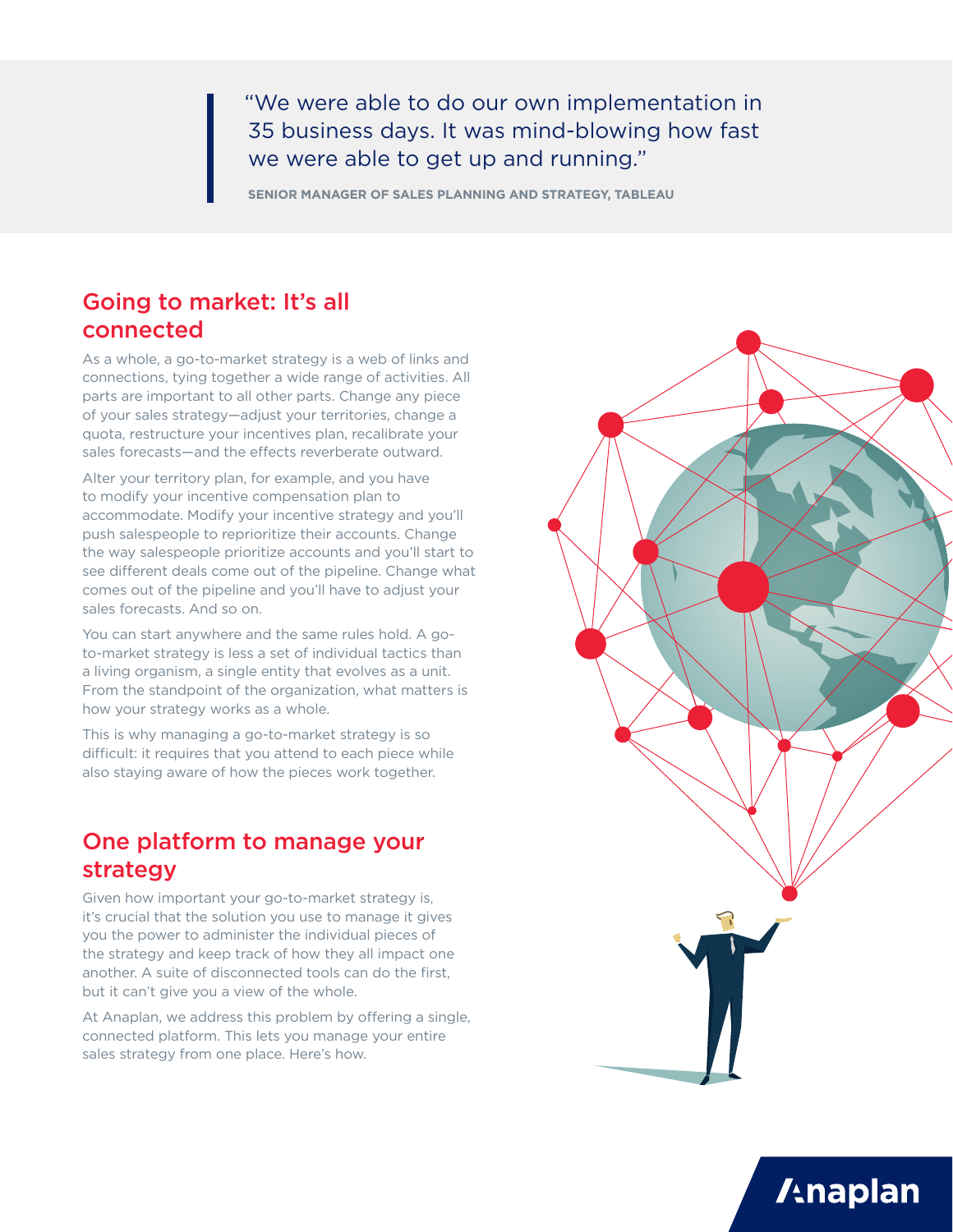> "We were able to do our own implementation in 35 business days. It was mind-blowing how fast we were able to get up and running."
>
> **SENIOR MANAGER OF SALES PLANNING AND STRATEGY, TABLEAU**

## Going to market: It's all connected

As a whole, a go-to-market strategy is a web of links and connections, tying together a wide range of activities. All parts are important to all other parts. Change any piece of your sales strategy—adjust your territories, change a quota, restructure your incentives plan, recalibrate your sales forecasts—and the effects reverberate outward.

Alter your territory plan, for example, and you have to modify your incentive compensation plan to accommodate. Modify your incentive strategy and you'll push salespeople to reprioritize their accounts. Change the way salespeople prioritize accounts and you'll start to see different deals come out of the pipeline. Change what comes out of the pipeline and you'll have to adjust your sales forecasts. And so on.

You can start anywhere and the same rules hold. A go-to-market strategy is less a set of individual tactics than a living organism, a single entity that evolves as a unit. From the standpoint of the organization, what matters is how your strategy works as a whole.

This is why managing a go-to-market strategy is so difficult: it requires that you attend to each piece while also staying aware of how the pieces work together.

## One platform to manage your strategy

Given how important your go-to-market strategy is, it's crucial that the solution you use to manage it gives you the power to administer the individual pieces of the strategy and keep track of how they all impact one another. A suite of disconnected tools can do the first, but it can't give you a view of the whole.

At Anaplan, we address this problem by offering a single, connected platform. This lets you manage your entire sales strategy from one place. Here's how.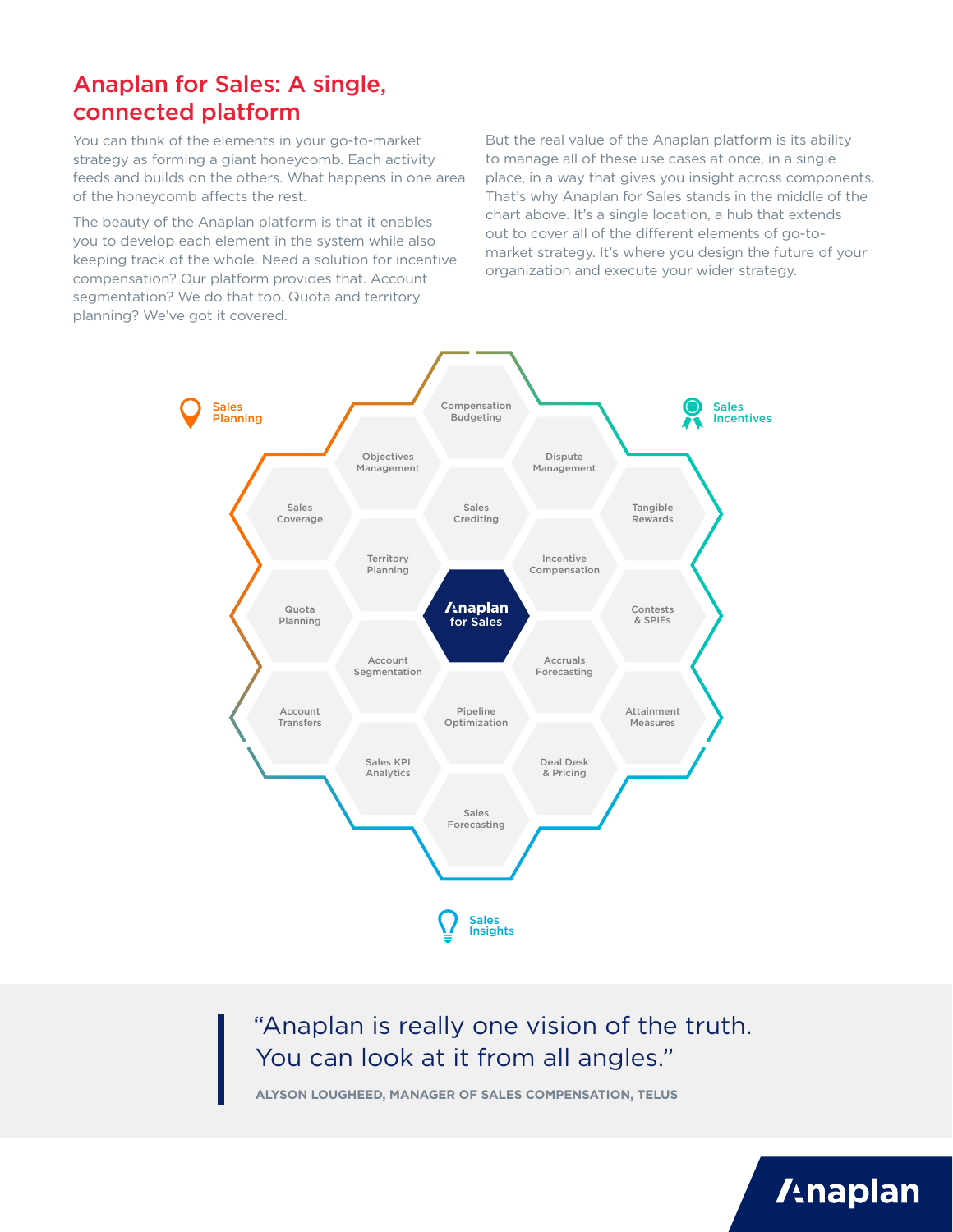## Anaplan for Sales: A single, connected platform

You can think of the elements in your go-to-market strategy as forming a giant honeycomb. Each activity feeds and builds on the others. What happens in one area of the honeycomb affects the rest.

The beauty of the Anaplan platform is that it enables you to develop each element in the system while also keeping track of the whole. Need a solution for incentive compensation? Our platform provides that. Account segmentation? We do that too. Quota and territory planning? We've got it covered.

But the real value of the Anaplan platform is its ability to manage all of these use cases at once, in a single place, in a way that gives you insight across components. That's why Anaplan for Sales stands in the middle of the chart above. It's a single location, a hub that extends out to cover all of the different elements of go-to-market strategy. It's where you design the future of your organization and execute your wider strategy.

Sales Planning

Sales Incentives

Compensation Budgeting

Objectives Management

Dispute Management

Sales Coverage

Sales Crediting

Tangible Rewards

Territory Planning

Incentive Compensation

Quota Planning

Anaplan for Sales

Contests & SPIFs

Account Segmentation

Accruals Forecasting

Account Transfers

Pipeline Optimization

Attainment Measures

Sales KPI Analytics

Deal Desk & Pricing

Sales Forecasting

Sales Insights

> "Anaplan is really one vision of the truth. You can look at it from all angles."
>
> **ALYSON LOUGHEED, MANAGER OF SALES COMPENSATION, TELUS**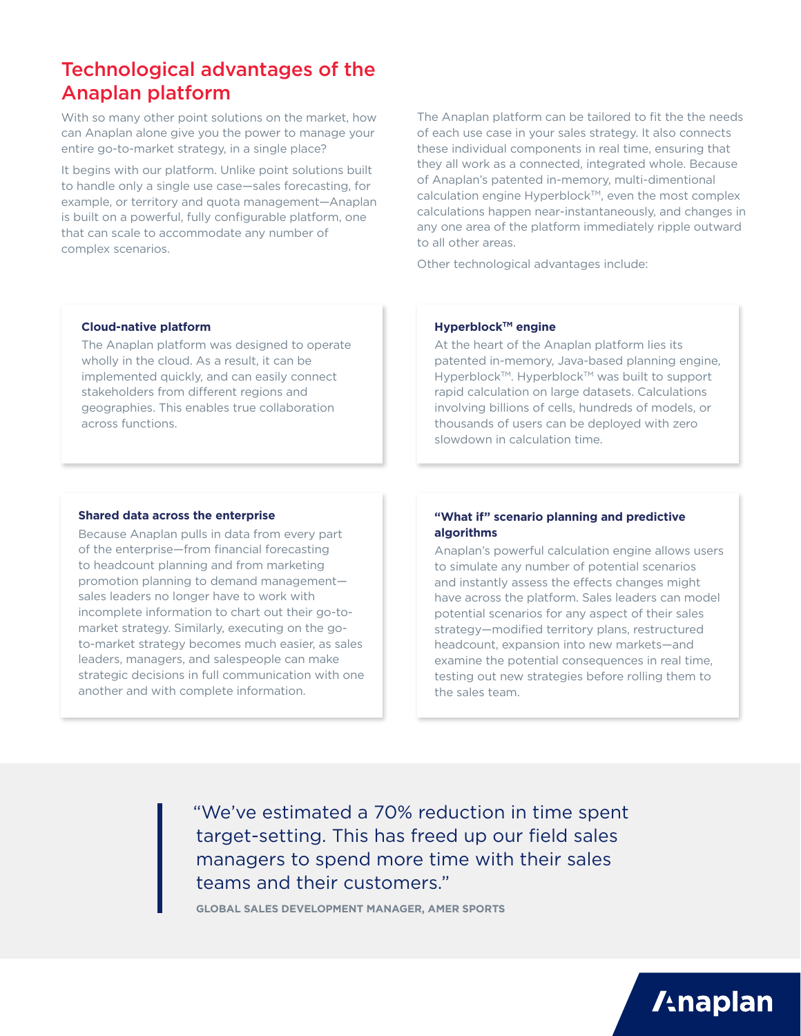# Technological advantages of the Anaplan platform

With so many other point solutions on the market, how can Anaplan alone give you the power to manage your entire go-to-market strategy, in a single place?

It begins with our platform. Unlike point solutions built to handle only a single use case—sales forecasting, for example, or territory and quota management—Anaplan is built on a powerful, fully configurable platform, one that can scale to accommodate any number of complex scenarios.

The Anaplan platform can be tailored to fit the the needs of each use case in your sales strategy. It also connects these individual components in real time, ensuring that they all work as a connected, integrated whole. Because of Anaplan's patented in-memory, multi-dimentional calculation engine Hyperblock™, even the most complex calculations happen near-instantaneously, and changes in any one area of the platform immediately ripple outward to all other areas.

Other technological advantages include:

### Cloud-native platform

The Anaplan platform was designed to operate wholly in the cloud. As a result, it can be implemented quickly, and can easily connect stakeholders from different regions and geographies. This enables true collaboration across functions.

### Hyperblock™ engine

At the heart of the Anaplan platform lies its patented in-memory, Java-based planning engine, Hyperblock™. Hyperblock™ was built to support rapid calculation on large datasets. Calculations involving billions of cells, hundreds of models, or thousands of users can be deployed with zero slowdown in calculation time.

### Shared data across the enterprise

Because Anaplan pulls in data from every part of the enterprise—from financial forecasting to headcount planning and from marketing promotion planning to demand management—sales leaders no longer have to work with incomplete information to chart out their go-to-market strategy. Similarly, executing on the go-to-market strategy becomes much easier, as sales leaders, managers, and salespeople can make strategic decisions in full communication with one another and with complete information.

### "What if" scenario planning and predictive algorithms

Anaplan's powerful calculation engine allows users to simulate any number of potential scenarios and instantly assess the effects changes might have across the platform. Sales leaders can model potential scenarios for any aspect of their sales strategy—modified territory plans, restructured headcount, expansion into new markets—and examine the potential consequences in real time, testing out new strategies before rolling them to the sales team.

> "We've estimated a 70% reduction in time spent target-setting. This has freed up our field sales managers to spend more time with their sales teams and their customers."
>
> **GLOBAL SALES DEVELOPMENT MANAGER, AMER SPORTS**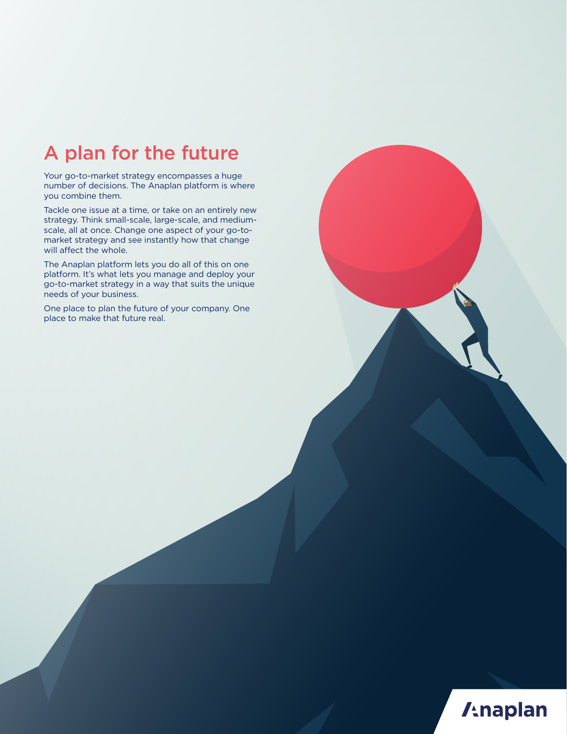# A plan for the future

Your go-to-market strategy encompasses a huge number of decisions. The Anaplan platform is where you combine them.

Tackle one issue at a time, or take on an entirely new strategy. Think small-scale, large-scale, and medium-scale, all at once. Change one aspect of your go-to-market strategy and see instantly how that change will affect the whole.

The Anaplan platform lets you do all of this on one platform. It's what lets you manage and deploy your go-to-market strategy in a way that suits the unique needs of your business.

One place to plan the future of your company. One place to make that future real.

Anaplan